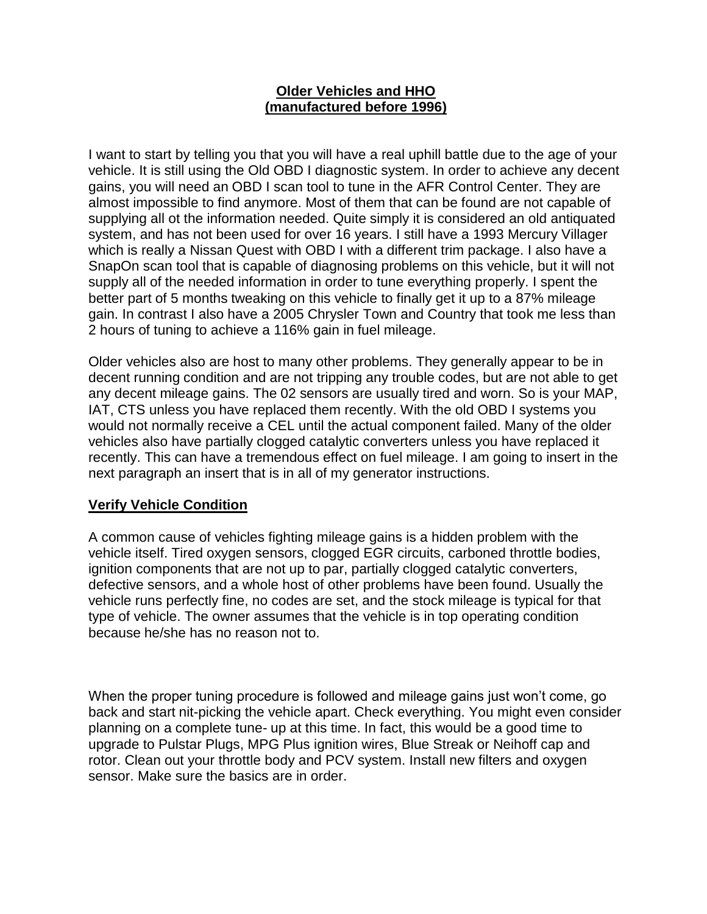## **Older Vehicles and HHO**
## **(manufactured before 1996)**

I want to start by telling you that you will have a real uphill battle due to the age of your vehicle. It is still using the Old OBD I diagnostic system. In order to achieve any decent gains, you will need an OBD I scan tool to tune in the AFR Control Center. They are almost impossible to find anymore. Most of them that can be found are not capable of supplying all ot the information needed. Quite simply it is considered an old antiquated system, and has not been used for over 16 years. I still have a 1993 Mercury Villager which is really a Nissan Quest with OBD I with a different trim package. I also have a SnapOn scan tool that is capable of diagnosing problems on this vehicle, but it will not supply all of the needed information in order to tune everything properly. I spent the better part of 5 months tweaking on this vehicle to finally get it up to a 87% mileage gain. In contrast I also have a 2005 Chrysler Town and Country that took me less than 2 hours of tuning to achieve a 116% gain in fuel mileage.

Older vehicles also are host to many other problems. They generally appear to be in decent running condition and are not tripping any trouble codes, but are not able to get any decent mileage gains. The 02 sensors are usually tired and worn. So is your MAP, IAT, CTS unless you have replaced them recently. With the old OBD I systems you would not normally receive a CEL until the actual component failed. Many of the older vehicles also have partially clogged catalytic converters unless you have replaced it recently. This can have a tremendous effect on fuel mileage. I am going to insert in the next paragraph an insert that is in all of my generator instructions.

### **Verify Vehicle Condition**

A common cause of vehicles fighting mileage gains is a hidden problem with the vehicle itself. Tired oxygen sensors, clogged EGR circuits, carboned throttle bodies, ignition components that are not up to par, partially clogged catalytic converters, defective sensors, and a whole host of other problems have been found. Usually the vehicle runs perfectly fine, no codes are set, and the stock mileage is typical for that type of vehicle. The owner assumes that the vehicle is in top operating condition because he/she has no reason not to.

When the proper tuning procedure is followed and mileage gains just won't come, go back and start nit-picking the vehicle apart. Check everything. You might even consider planning on a complete tune- up at this time. In fact, this would be a good time to upgrade to Pulstar Plugs, MPG Plus ignition wires, Blue Streak or Neihoff cap and rotor. Clean out your throttle body and PCV system. Install new filters and oxygen sensor. Make sure the basics are in order.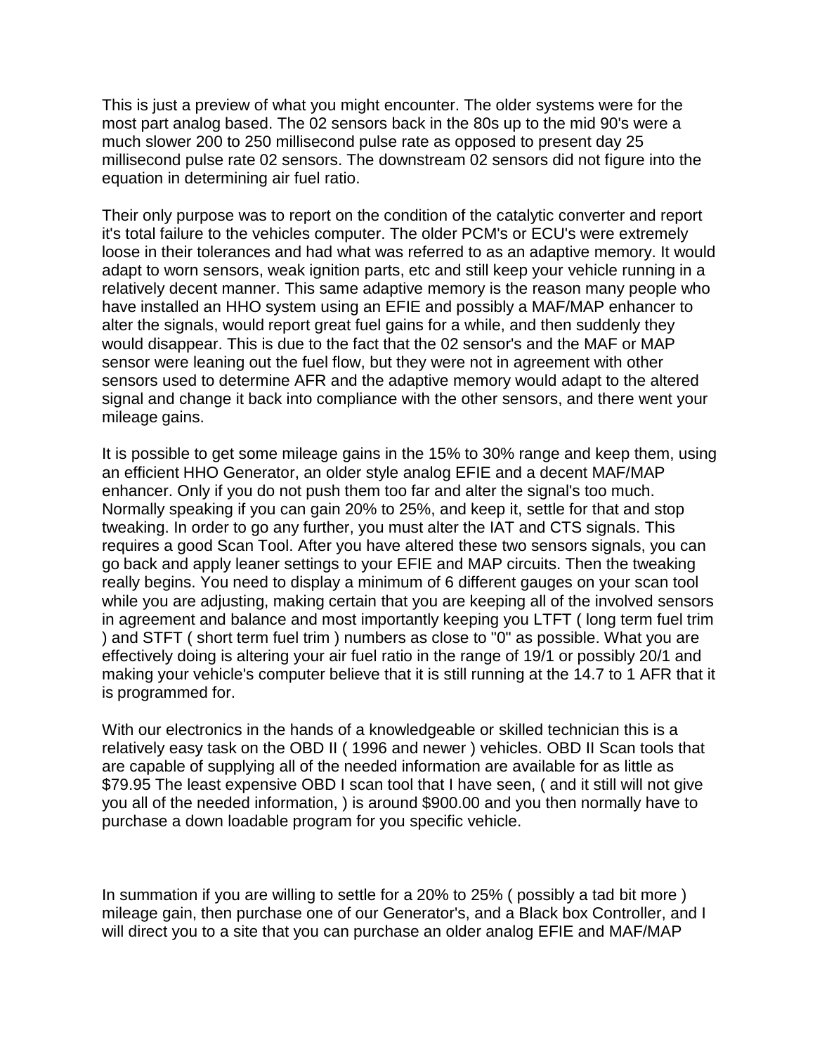This is just a preview of what you might encounter. The older systems were for the most part analog based. The 02 sensors back in the 80s up to the mid 90's were a much slower 200 to 250 millisecond pulse rate as opposed to present day 25 millisecond pulse rate 02 sensors. The downstream 02 sensors did not figure into the equation in determining air fuel ratio.

Their only purpose was to report on the condition of the catalytic converter and report it's total failure to the vehicles computer. The older PCM's or ECU's were extremely loose in their tolerances and had what was referred to as an adaptive memory. It would adapt to worn sensors, weak ignition parts, etc and still keep your vehicle running in a relatively decent manner. This same adaptive memory is the reason many people who have installed an HHO system using an EFIE and possibly a MAF/MAP enhancer to alter the signals, would report great fuel gains for a while, and then suddenly they would disappear. This is due to the fact that the 02 sensor's and the MAF or MAP sensor were leaning out the fuel flow, but they were not in agreement with other sensors used to determine AFR and the adaptive memory would adapt to the altered signal and change it back into compliance with the other sensors, and there went your mileage gains.

It is possible to get some mileage gains in the 15% to 30% range and keep them, using an efficient HHO Generator, an older style analog EFIE and a decent MAF/MAP enhancer. Only if you do not push them too far and alter the signal's too much. Normally speaking if you can gain 20% to 25%, and keep it, settle for that and stop tweaking. In order to go any further, you must alter the IAT and CTS signals. This requires a good Scan Tool. After you have altered these two sensors signals, you can go back and apply leaner settings to your EFIE and MAP circuits. Then the tweaking really begins. You need to display a minimum of 6 different gauges on your scan tool while you are adjusting, making certain that you are keeping all of the involved sensors in agreement and balance and most importantly keeping you LTFT ( long term fuel trim ) and STFT ( short term fuel trim ) numbers as close to "0" as possible. What you are effectively doing is altering your air fuel ratio in the range of 19/1 or possibly 20/1 and making your vehicle's computer believe that it is still running at the 14.7 to 1 AFR that it is programmed for.

With our electronics in the hands of a knowledgeable or skilled technician this is a relatively easy task on the OBD II ( 1996 and newer ) vehicles. OBD II Scan tools that are capable of supplying all of the needed information are available for as little as $79.95 The least expensive OBD I scan tool that I have seen, ( and it still will not give you all of the needed information, ) is around $900.00 and you then normally have to purchase a down loadable program for you specific vehicle.

In summation if you are willing to settle for a 20% to 25% ( possibly a tad bit more ) mileage gain, then purchase one of our Generator's, and a Black box Controller, and I will direct you to a site that you can purchase an older analog EFIE and MAF/MAP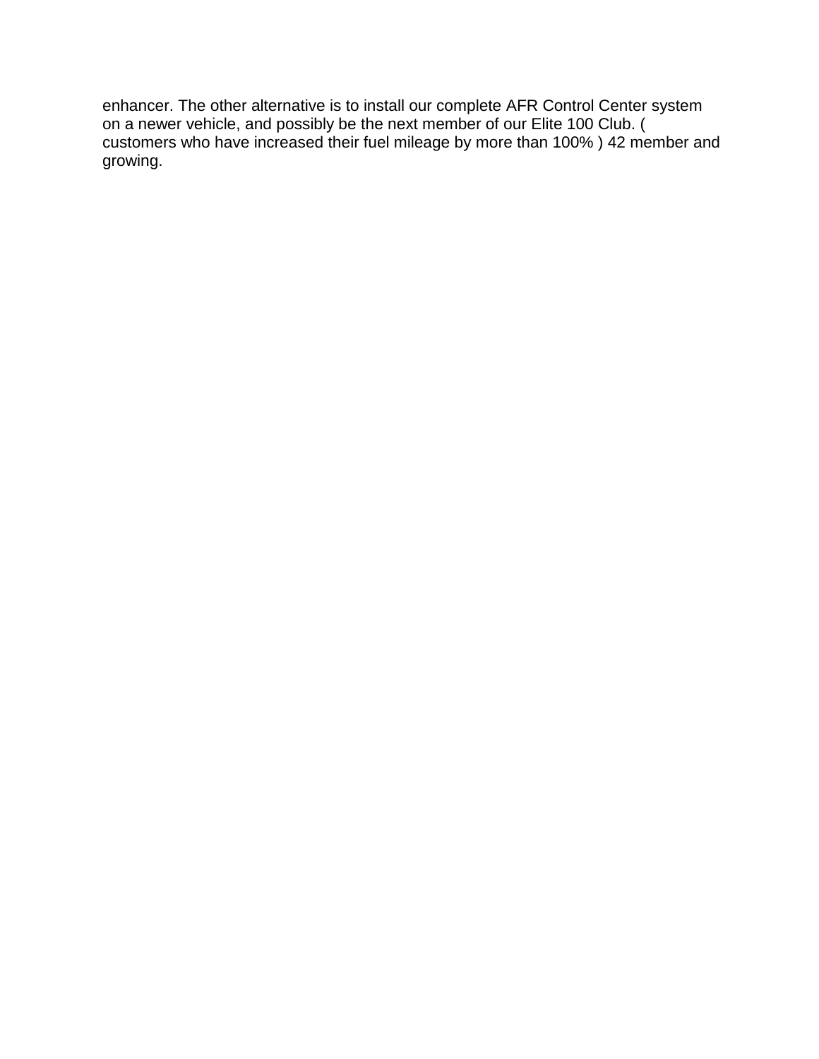enhancer. The other alternative is to install our complete AFR Control Center system on a newer vehicle, and possibly be the next member of our Elite 100 Club. ( customers who have increased their fuel mileage by more than 100% ) 42 member and growing.